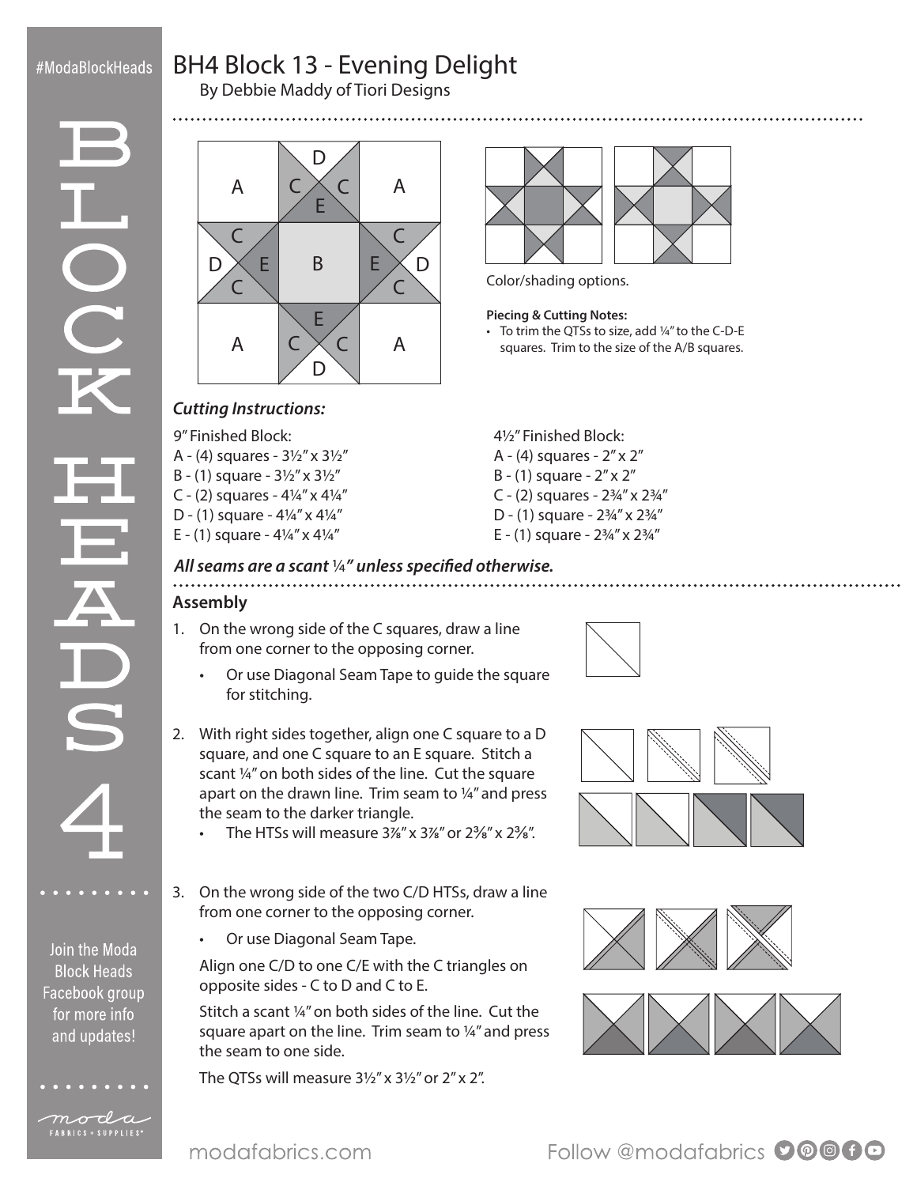# BH4 Block 13 - Evening Delight

By Debbie Maddy of Tiori Designs

Color/shading options.

**Piecing & Cutting Notes:**

- To trim the QTSs to size, add ¼" to the C-D-E squares. Trim to the size of the A/B squares.

### *Cutting Instructions:*

9" Finished Block:
A - (4) squares - 3½" x 3½"
B - (1) square - 3½" x 3½"
C - (2) squares - 4¼" x 4¼"
D - (1) square - 4¼" x 4¼"
E - (1) square - 4¼" x 4¼"

4½" Finished Block:
A - (4) squares - 2" x 2"
B - (1) square - 2" x 2"
C - (2) squares - 2¾" x 2¾"
D - (1) square - 2¾" x 2¾"
E - (1) square - 2¾" x 2¾"

***All seams are a scant ¼" unless specified otherwise.***

### Assembly

1. On the wrong side of the C squares, draw a line from one corner to the opposing corner.
   - Or use Diagonal Seam Tape to guide the square for stitching.
2. With right sides together, align one C square to a D square, and one C square to an E square. Stitch a scant ¼" on both sides of the line. Cut the square apart on the drawn line. Trim seam to ¼" and press the seam to the darker triangle.
   - The HTSs will measure 3⅞" x 3⅞" or 2⅜" x 2⅜".
3. On the wrong side of the two C/D HTSs, draw a line from one corner to the opposing corner.
   - Or use Diagonal Seam Tape.

   Align one C/D to one C/E with the C triangles on opposite sides - C to D and C to E.

   Stitch a scant ¼" on both sides of the line. Cut the square apart on the line. Trim seam to ¼" and press the seam to one side.

   The QTSs will measure 3½" x 3½" or 2" x 2".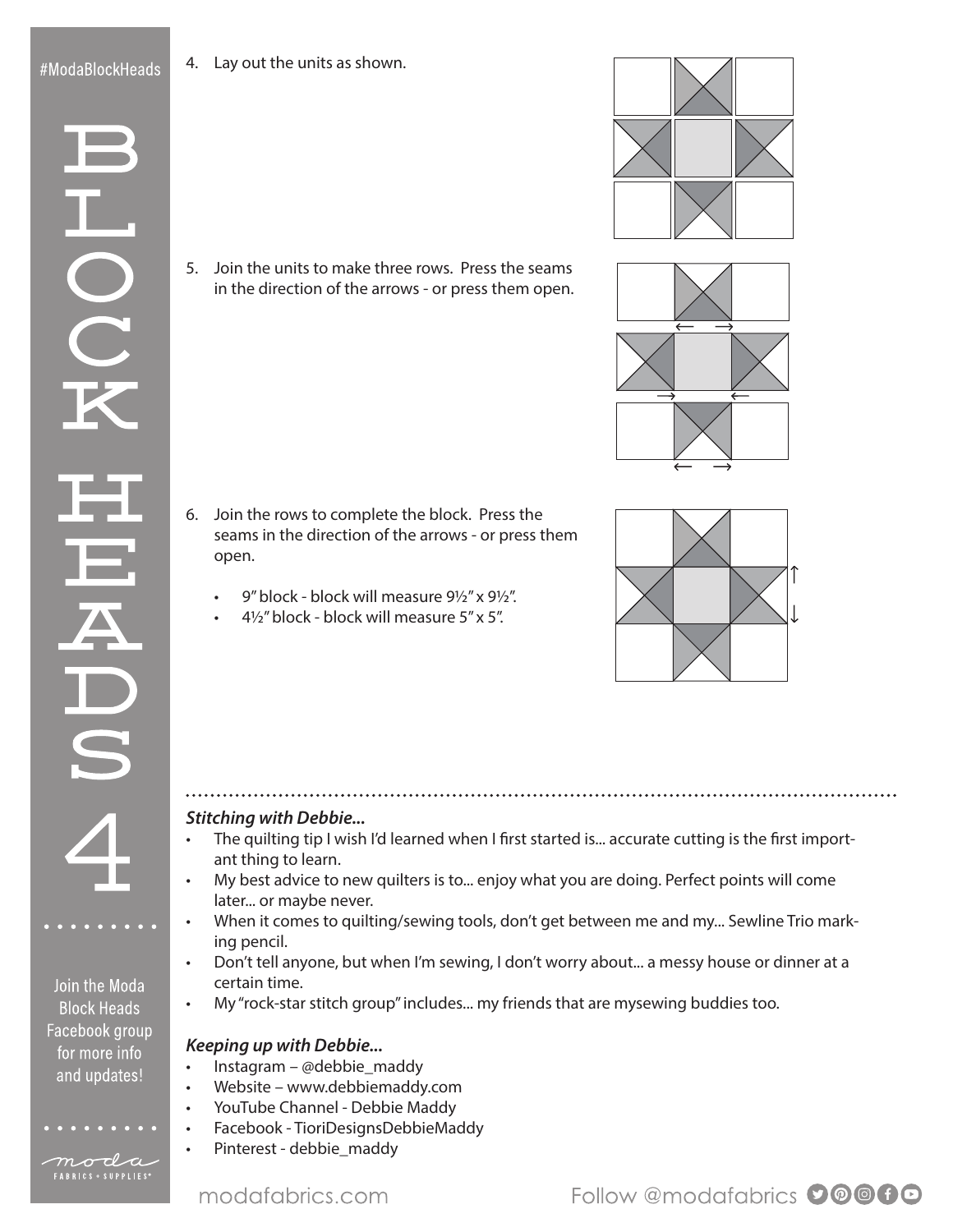4. Lay out the units as shown.

5. Join the units to make three rows. Press the seams in the direction of the arrows - or press them open.

6. Join the rows to complete the block. Press the seams in the direction of the arrows - or press them open.

   - 9" block - block will measure 9½" x 9½".
   - 4½" block - block will measure 5" x 5".

***Stitching with Debbie...***

- The quilting tip I wish I'd learned when I first started is... accurate cutting is the first important thing to learn.
- My best advice to new quilters is to... enjoy what you are doing. Perfect points will come later... or maybe never.
- When it comes to quilting/sewing tools, don't get between me and my... Sewline Trio marking pencil.
- Don't tell anyone, but when I'm sewing, I don't worry about... a messy house or dinner at a certain time.
- My "rock-star stitch group" includes... my friends that are mysewing buddies too.

***Keeping up with Debbie...***

- Instagram – @debbie_maddy
- Website – www.debbiemaddy.com
- YouTube Channel - Debbie Maddy
- Facebook - TioriDesignsDebbieMaddy
- Pinterest - debbie_maddy

#ModaBlockHeads

BLOCK HEADS 4

Join the Moda Block Heads Facebook group for more info and updates!

modafabrics.com

Follow @modafabrics